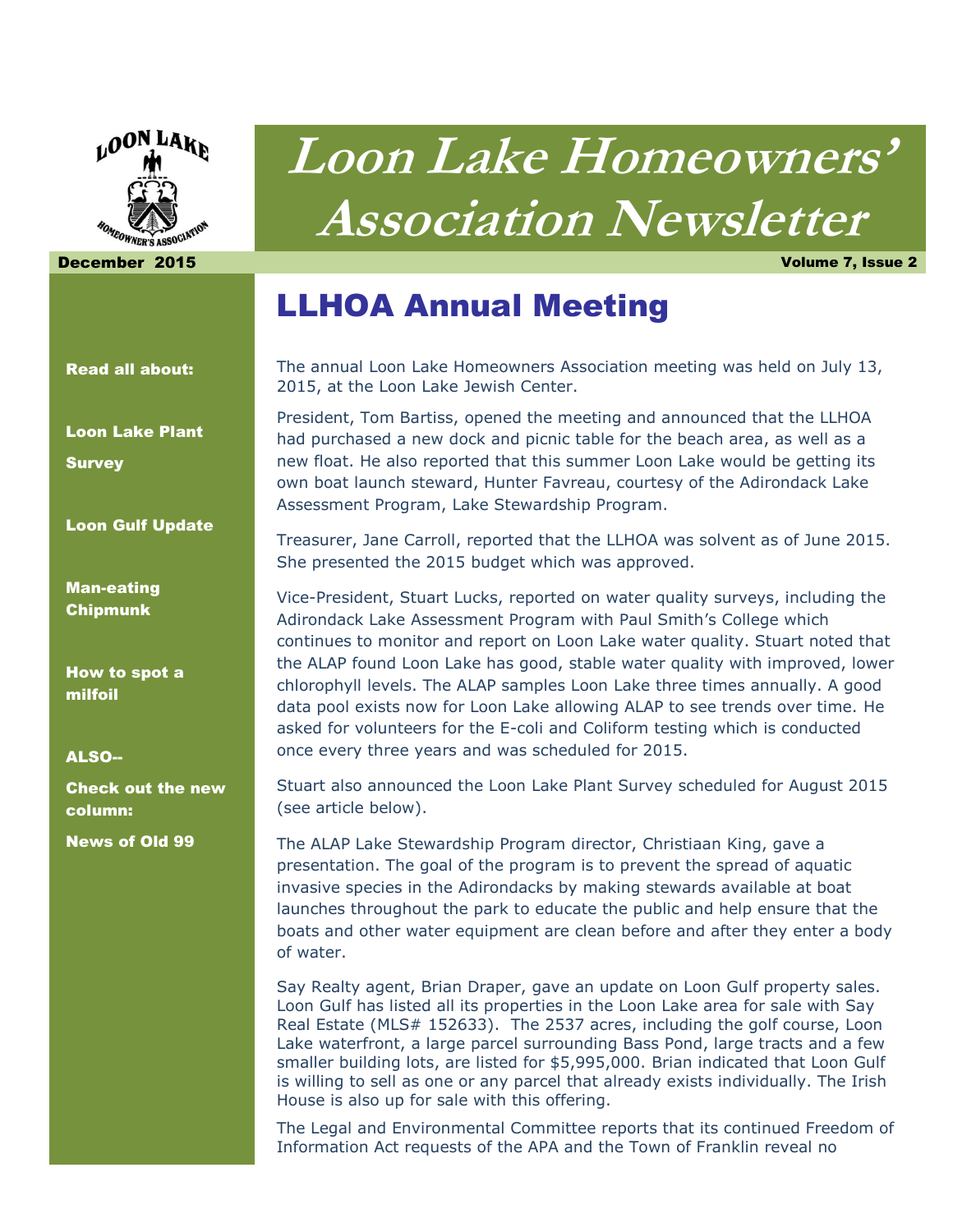# Loon Lake Homeowners' Association Newsletter

**December 2015** **Volume 7, Issue 2**

**Read all about:**

**Loon Lake Plant Survey**

**Loon Gulf Update**

**Man-eating Chipmunk**

**How to spot a milfoil**

**ALSO--**

**Check out the new column:**

**News of Old 99**

## LLHOA Annual Meeting

The annual Loon Lake Homeowners Association meeting was held on July 13, 2015, at the Loon Lake Jewish Center.

President, Tom Bartiss, opened the meeting and announced that the LLHOA had purchased a new dock and picnic table for the beach area, as well as a new float. He also reported that this summer Loon Lake would be getting its own boat launch steward, Hunter Favreau, courtesy of the Adirondack Lake Assessment Program, Lake Stewardship Program.

Treasurer, Jane Carroll, reported that the LLHOA was solvent as of June 2015. She presented the 2015 budget which was approved.

Vice-President, Stuart Lucks, reported on water quality surveys, including the Adirondack Lake Assessment Program with Paul Smith's College which continues to monitor and report on Loon Lake water quality. Stuart noted that the ALAP found Loon Lake has good, stable water quality with improved, lower chlorophyll levels. The ALAP samples Loon Lake three times annually. A good data pool exists now for Loon Lake allowing ALAP to see trends over time. He asked for volunteers for the E-coli and Coliform testing which is conducted once every three years and was scheduled for 2015.

Stuart also announced the Loon Lake Plant Survey scheduled for August 2015 (see article below).

The ALAP Lake Stewardship Program director, Christiaan King, gave a presentation. The goal of the program is to prevent the spread of aquatic invasive species in the Adirondacks by making stewards available at boat launches throughout the park to educate the public and help ensure that the boats and other water equipment are clean before and after they enter a body of water.

Say Realty agent, Brian Draper, gave an update on Loon Gulf property sales. Loon Gulf has listed all its properties in the Loon Lake area for sale with Say Real Estate (MLS# 152633). The 2537 acres, including the golf course, Loon Lake waterfront, a large parcel surrounding Bass Pond, large tracts and a few smaller building lots, are listed for $5,995,000. Brian indicated that Loon Gulf is willing to sell as one or any parcel that already exists individually. The Irish House is also up for sale with this offering.

The Legal and Environmental Committee reports that its continued Freedom of Information Act requests of the APA and the Town of Franklin reveal no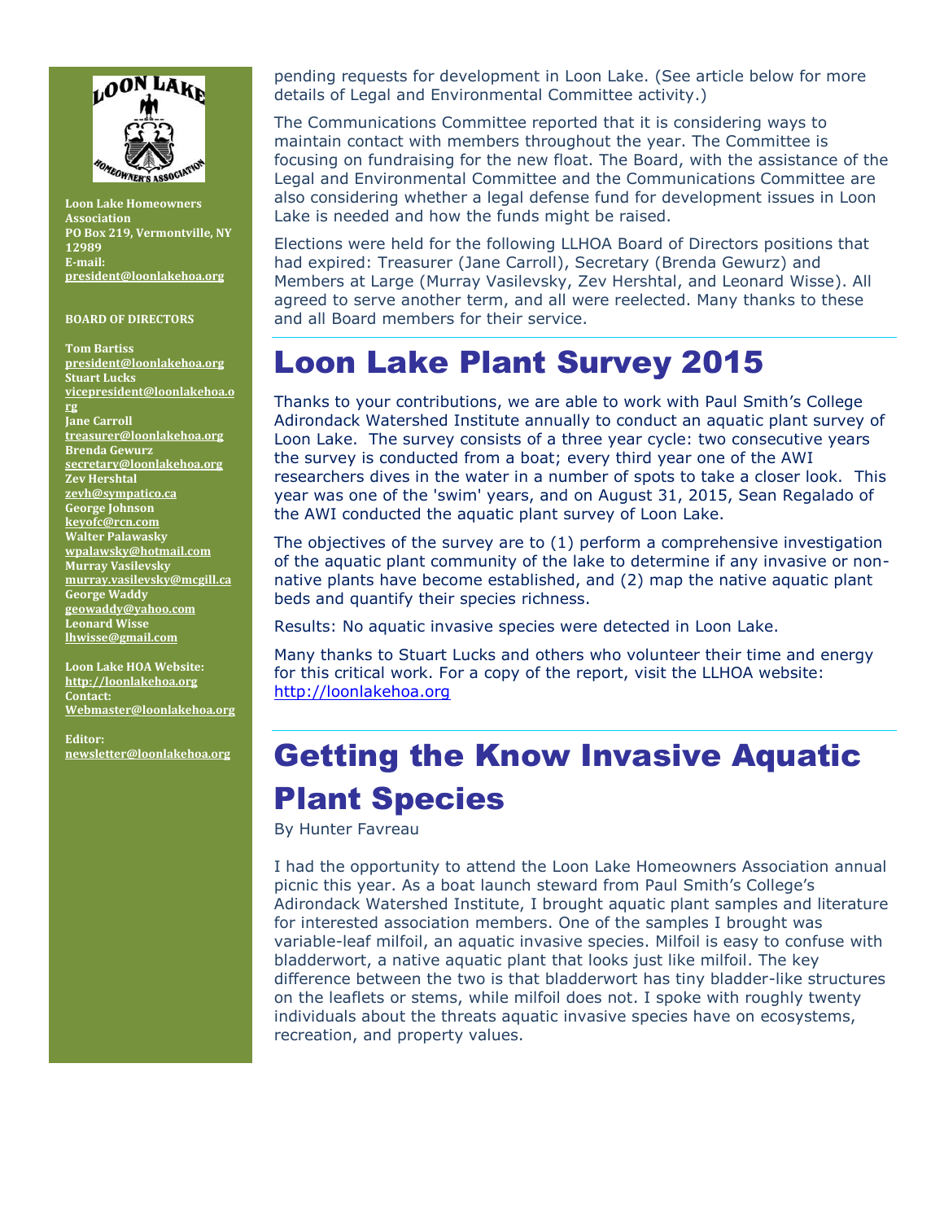Loon Lake Homeowners Association
PO Box 219, Vermontville, NY 12989
E-mail: president@loonlakehoa.org

**BOARD OF DIRECTORS**

**Tom Bartiss**
president@loonlakehoa.org
**Stuart Lucks**
vicepresident@loonlakehoa.org
**Jane Carroll**
treasurer@loonlakehoa.org
**Brenda Gewurz**
secretary@loonlakehoa.org
**Zev Hershtal**
zevh@sympatico.ca
**George Johnson**
keyofc@rcn.com
**Walter Palawasky**
wpalawsky@hotmail.com
**Murray Vasilevsky**
murray.vasilevsky@mcgill.ca
**George Waddy**
geowaddy@yahoo.com
**Leonard Wisse**
lhwisse@gmail.com

**Loon Lake HOA Website:** http://loonlakehoa.org
**Contact:** Webmaster@loonlakehoa.org

**Editor:** newsletter@loonlakehoa.org

pending requests for development in Loon Lake. (See article below for more details of Legal and Environmental Committee activity.)

The Communications Committee reported that it is considering ways to maintain contact with members throughout the year. The Committee is focusing on fundraising for the new float. The Board, with the assistance of the Legal and Environmental Committee and the Communications Committee are also considering whether a legal defense fund for development issues in Loon Lake is needed and how the funds might be raised.

Elections were held for the following LLHOA Board of Directors positions that had expired: Treasurer (Jane Carroll), Secretary (Brenda Gewurz) and Members at Large (Murray Vasilevsky, Zev Hershtal, and Leonard Wisse). All agreed to serve another term, and all were reelected. Many thanks to these and all Board members for their service.

# Loon Lake Plant Survey 2015

Thanks to your contributions, we are able to work with Paul Smith's College Adirondack Watershed Institute annually to conduct an aquatic plant survey of Loon Lake. The survey consists of a three year cycle: two consecutive years the survey is conducted from a boat; every third year one of the AWI researchers dives in the water in a number of spots to take a closer look. This year was one of the 'swim' years, and on August 31, 2015, Sean Regalado of the AWI conducted the aquatic plant survey of Loon Lake.

The objectives of the survey are to (1) perform a comprehensive investigation of the aquatic plant community of the lake to determine if any invasive or non-native plants have become established, and (2) map the native aquatic plant beds and quantify their species richness.

Results: No aquatic invasive species were detected in Loon Lake.

Many thanks to Stuart Lucks and others who volunteer their time and energy for this critical work. For a copy of the report, visit the LLHOA website: http://loonlakehoa.org

# Getting the Know Invasive Aquatic Plant Species

By Hunter Favreau

I had the opportunity to attend the Loon Lake Homeowners Association annual picnic this year. As a boat launch steward from Paul Smith's College's Adirondack Watershed Institute, I brought aquatic plant samples and literature for interested association members. One of the samples I brought was variable-leaf milfoil, an aquatic invasive species. Milfoil is easy to confuse with bladderwort, a native aquatic plant that looks just like milfoil. The key difference between the two is that bladderwort has tiny bladder-like structures on the leaflets or stems, while milfoil does not. I spoke with roughly twenty individuals about the threats aquatic invasive species have on ecosystems, recreation, and property values.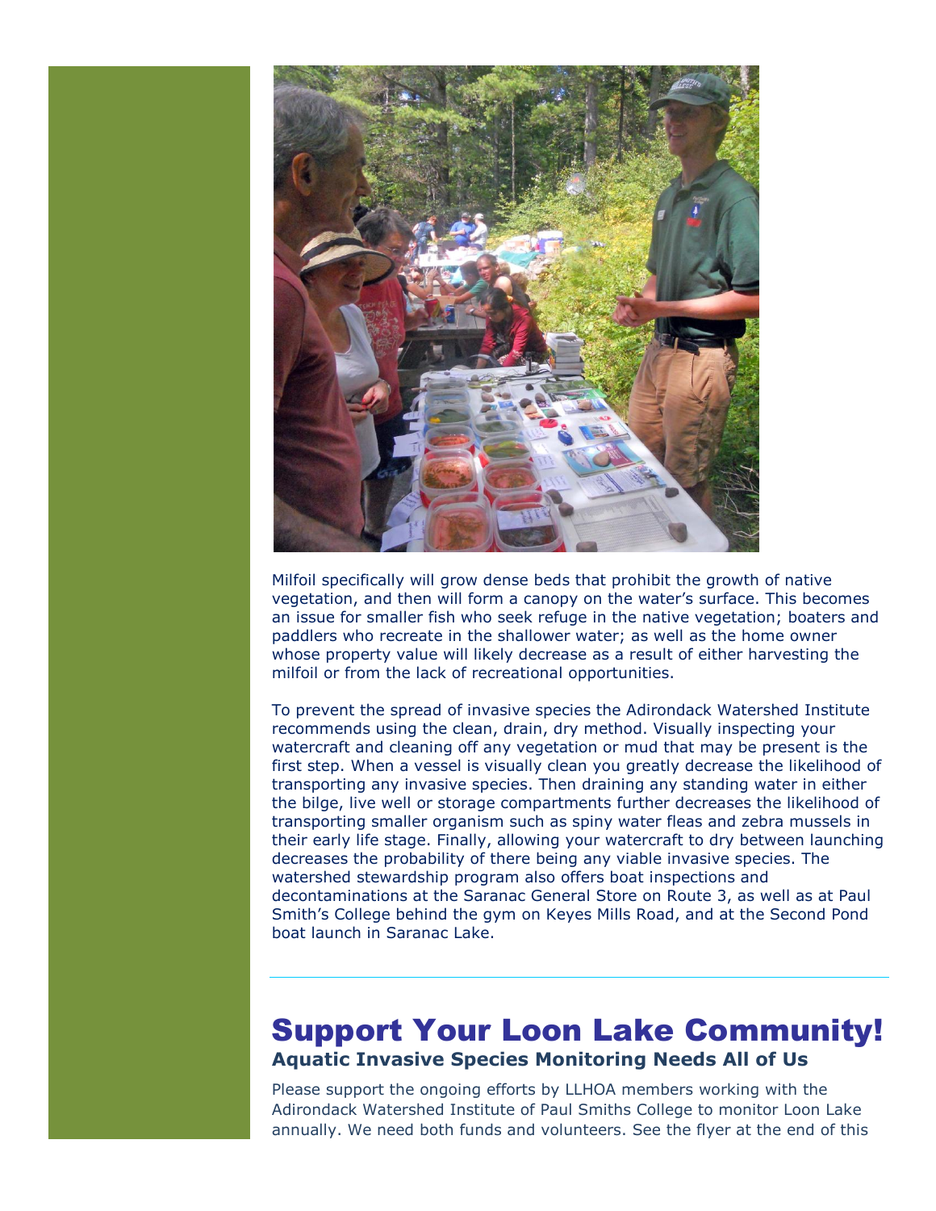Milfoil specifically will grow dense beds that prohibit the growth of native vegetation, and then will form a canopy on the water's surface. This becomes an issue for smaller fish who seek refuge in the native vegetation; boaters and paddlers who recreate in the shallower water; as well as the home owner whose property value will likely decrease as a result of either harvesting the milfoil or from the lack of recreational opportunities.

To prevent the spread of invasive species the Adirondack Watershed Institute recommends using the clean, drain, dry method. Visually inspecting your watercraft and cleaning off any vegetation or mud that may be present is the first step. When a vessel is visually clean you greatly decrease the likelihood of transporting any invasive species. Then draining any standing water in either the bilge, live well or storage compartments further decreases the likelihood of transporting smaller organism such as spiny water fleas and zebra mussels in their early life stage. Finally, allowing your watercraft to dry between launching decreases the probability of there being any viable invasive species. The watershed stewardship program also offers boat inspections and decontaminations at the Saranac General Store on Route 3, as well as at Paul Smith's College behind the gym on Keyes Mills Road, and at the Second Pond boat launch in Saranac Lake.

---

# Support Your Loon Lake Community!

### Aquatic Invasive Species Monitoring Needs All of Us

Please support the ongoing efforts by LLHOA members working with the Adirondack Watershed Institute of Paul Smiths College to monitor Loon Lake annually. We need both funds and volunteers. See the flyer at the end of this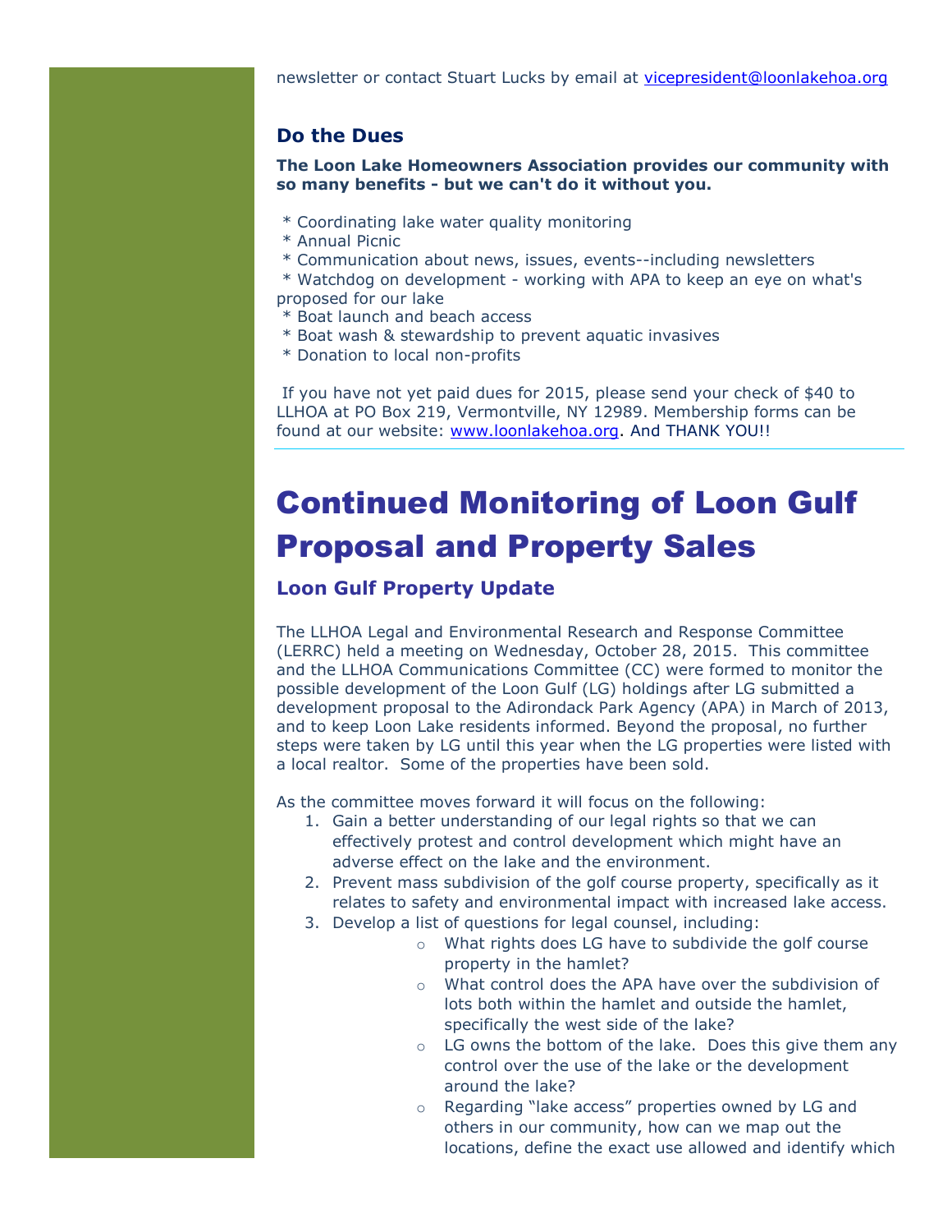newsletter or contact Stuart Lucks by email at vicepresident@loonlakehoa.org

### Do the Dues

**The Loon Lake Homeowners Association provides our community with so many benefits - but we can't do it without you.**

* Coordinating lake water quality monitoring
* Annual Picnic
* Communication about news, issues, events--including newsletters
* Watchdog on development - working with APA to keep an eye on what's proposed for our lake
* Boat launch and beach access
* Boat wash & stewardship to prevent aquatic invasives
* Donation to local non-profits

If you have not yet paid dues for 2015, please send your check of $40 to LLHOA at PO Box 219, Vermontville, NY 12989. Membership forms can be found at our website: www.loonlakehoa.org. And THANK YOU!!

# Continued Monitoring of Loon Gulf Proposal and Property Sales

### Loon Gulf Property Update

The LLHOA Legal and Environmental Research and Response Committee (LERRC) held a meeting on Wednesday, October 28, 2015. This committee and the LLHOA Communications Committee (CC) were formed to monitor the possible development of the Loon Gulf (LG) holdings after LG submitted a development proposal to the Adirondack Park Agency (APA) in March of 2013, and to keep Loon Lake residents informed. Beyond the proposal, no further steps were taken by LG until this year when the LG properties were listed with a local realtor. Some of the properties have been sold.

As the committee moves forward it will focus on the following:

1. Gain a better understanding of our legal rights so that we can effectively protest and control development which might have an adverse effect on the lake and the environment.
2. Prevent mass subdivision of the golf course property, specifically as it relates to safety and environmental impact with increased lake access.
3. Develop a list of questions for legal counsel, including:
   - What rights does LG have to subdivide the golf course property in the hamlet?
   - What control does the APA have over the subdivision of lots both within the hamlet and outside the hamlet, specifically the west side of the lake?
   - LG owns the bottom of the lake. Does this give them any control over the use of the lake or the development around the lake?
   - Regarding "lake access" properties owned by LG and others in our community, how can we map out the locations, define the exact use allowed and identify which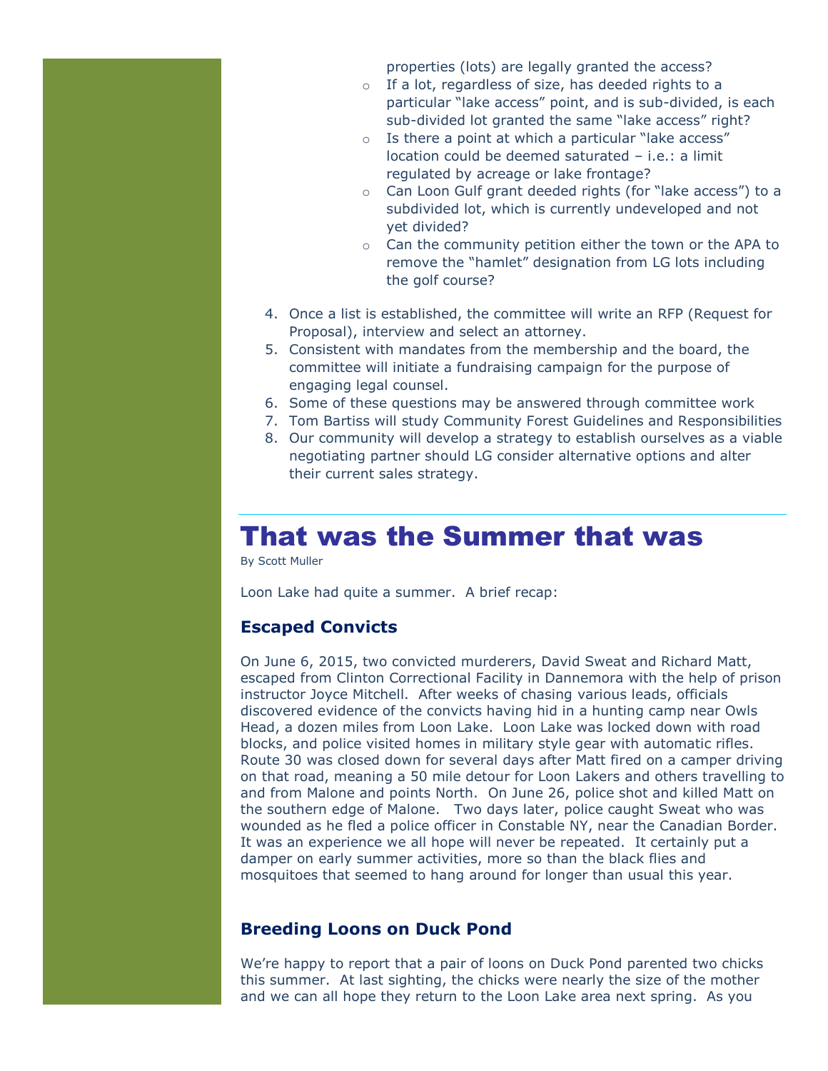properties (lots) are legally granted the access?

- If a lot, regardless of size, has deeded rights to a particular "lake access" point, and is sub-divided, is each sub-divided lot granted the same "lake access" right?
- Is there a point at which a particular "lake access" location could be deemed saturated – i.e.: a limit regulated by acreage or lake frontage?
- Can Loon Gulf grant deeded rights (for "lake access") to a subdivided lot, which is currently undeveloped and not yet divided?
- Can the community petition either the town or the APA to remove the "hamlet" designation from LG lots including the golf course?

4. Once a list is established, the committee will write an RFP (Request for Proposal), interview and select an attorney.
5. Consistent with mandates from the membership and the board, the committee will initiate a fundraising campaign for the purpose of engaging legal counsel.
6. Some of these questions may be answered through committee work
7. Tom Bartiss will study Community Forest Guidelines and Responsibilities
8. Our community will develop a strategy to establish ourselves as a viable negotiating partner should LG consider alternative options and alter their current sales strategy.

# That was the Summer that was

By Scott Muller

Loon Lake had quite a summer. A brief recap:

### Escaped Convicts

On June 6, 2015, two convicted murderers, David Sweat and Richard Matt, escaped from Clinton Correctional Facility in Dannemora with the help of prison instructor Joyce Mitchell. After weeks of chasing various leads, officials discovered evidence of the convicts having hid in a hunting camp near Owls Head, a dozen miles from Loon Lake. Loon Lake was locked down with road blocks, and police visited homes in military style gear with automatic rifles. Route 30 was closed down for several days after Matt fired on a camper driving on that road, meaning a 50 mile detour for Loon Lakers and others travelling to and from Malone and points North. On June 26, police shot and killed Matt on the southern edge of Malone. Two days later, police caught Sweat who was wounded as he fled a police officer in Constable NY, near the Canadian Border. It was an experience we all hope will never be repeated. It certainly put a damper on early summer activities, more so than the black flies and mosquitoes that seemed to hang around for longer than usual this year.

### Breeding Loons on Duck Pond

We're happy to report that a pair of loons on Duck Pond parented two chicks this summer. At last sighting, the chicks were nearly the size of the mother and we can all hope they return to the Loon Lake area next spring. As you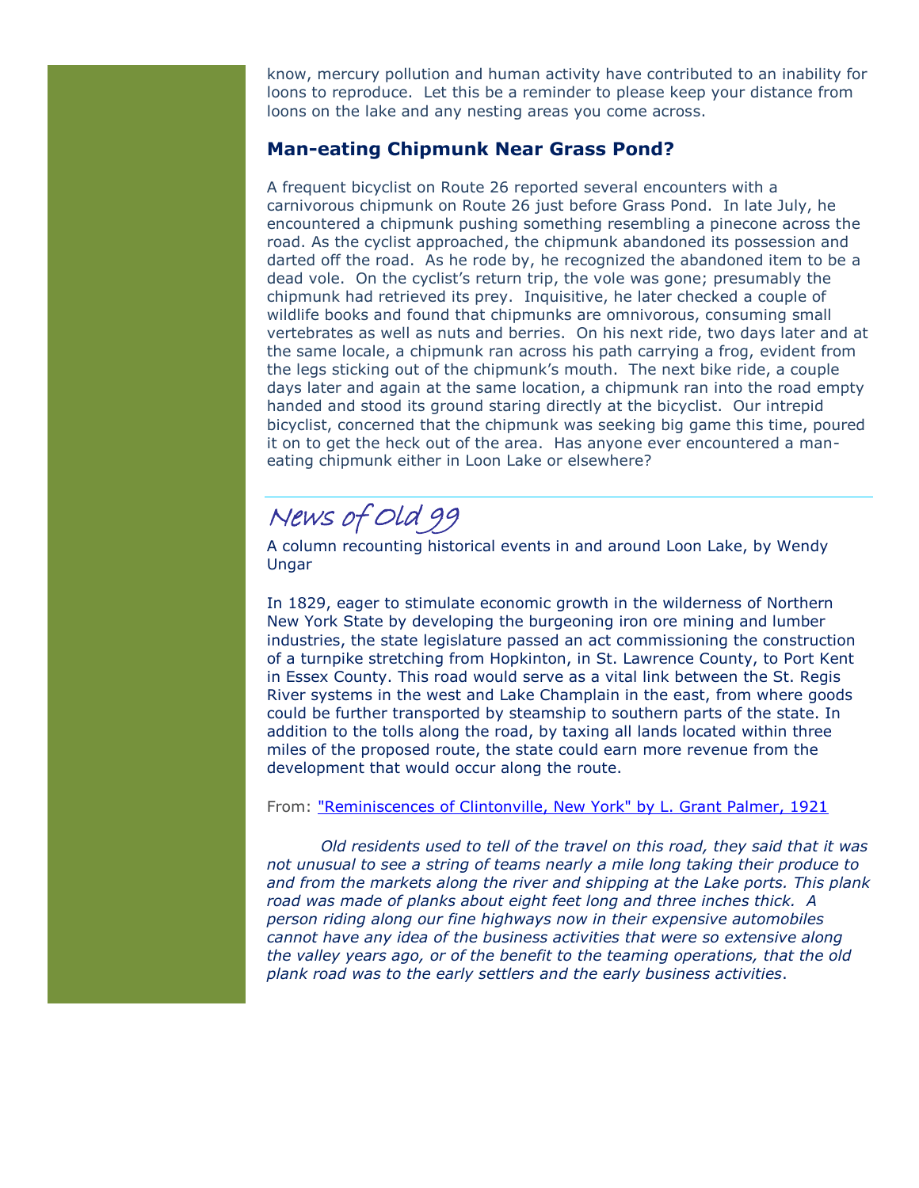know, mercury pollution and human activity have contributed to an inability for loons to reproduce. Let this be a reminder to please keep your distance from loons on the lake and any nesting areas you come across.

### Man-eating Chipmunk Near Grass Pond?

A frequent bicyclist on Route 26 reported several encounters with a carnivorous chipmunk on Route 26 just before Grass Pond. In late July, he encountered a chipmunk pushing something resembling a pinecone across the road. As the cyclist approached, the chipmunk abandoned its possession and darted off the road. As he rode by, he recognized the abandoned item to be a dead vole. On the cyclist's return trip, the vole was gone; presumably the chipmunk had retrieved its prey. Inquisitive, he later checked a couple of wildlife books and found that chipmunks are omnivorous, consuming small vertebrates as well as nuts and berries. On his next ride, two days later and at the same locale, a chipmunk ran across his path carrying a frog, evident from the legs sticking out of the chipmunk's mouth. The next bike ride, a couple days later and again at the same location, a chipmunk ran into the road empty handed and stood its ground staring directly at the bicyclist. Our intrepid bicyclist, concerned that the chipmunk was seeking big game this time, poured it on to get the heck out of the area. Has anyone ever encountered a man-eating chipmunk either in Loon Lake or elsewhere?

---

## News of Old 99

A column recounting historical events in and around Loon Lake, by Wendy Ungar

In 1829, eager to stimulate economic growth in the wilderness of Northern New York State by developing the burgeoning iron ore mining and lumber industries, the state legislature passed an act commissioning the construction of a turnpike stretching from Hopkinton, in St. Lawrence County, to Port Kent in Essex County. This road would serve as a vital link between the St. Regis River systems in the west and Lake Champlain in the east, from where goods could be further transported by steamship to southern parts of the state. In addition to the tolls along the road, by taxing all lands located within three miles of the proposed route, the state could earn more revenue from the development that would occur along the route.

From: "Reminiscences of Clintonville, New York" by L. Grant Palmer, 1921

*Old residents used to tell of the travel on this road, they said that it was not unusual to see a string of teams nearly a mile long taking their produce to and from the markets along the river and shipping at the Lake ports. This plank road was made of planks about eight feet long and three inches thick. A person riding along our fine highways now in their expensive automobiles cannot have any idea of the business activities that were so extensive along the valley years ago, or of the benefit to the teaming operations, that the old plank road was to the early settlers and the early business activities*.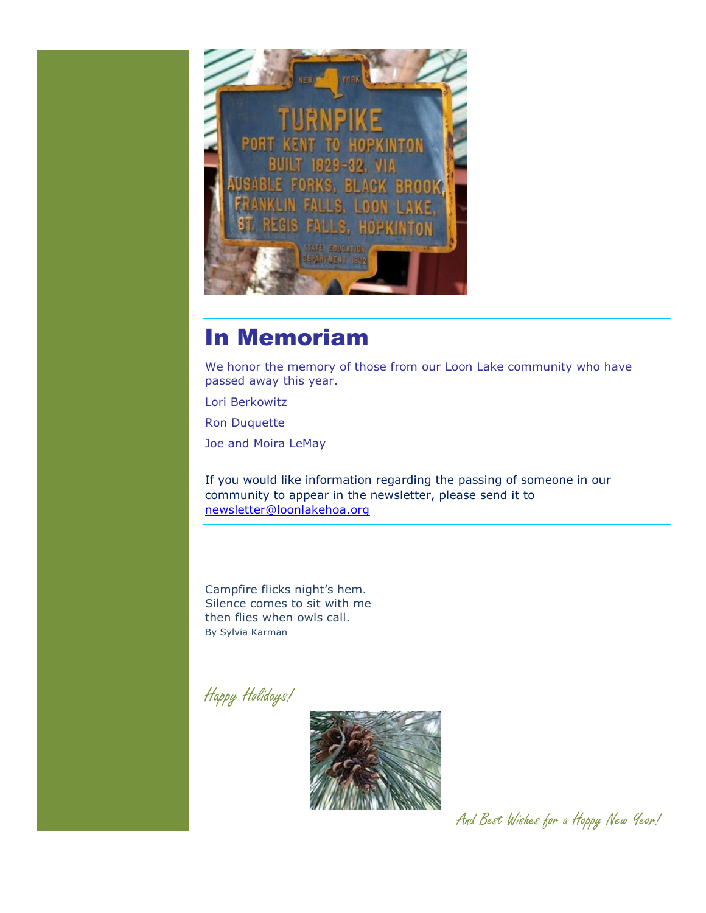# In Memoriam

We honor the memory of those from our Loon Lake community who have passed away this year.

Lori Berkowitz

Ron Duquette

Joe and Moira LeMay

If you would like information regarding the passing of someone in our community to appear in the newsletter, please send it to newsletter@loonlakehoa.org

---

Campfire flicks night's hem.
Silence comes to sit with me
then flies when owls call.
By Sylvia Karman

*Happy Holidays!*

*And Best Wishes for a Happy New Year!*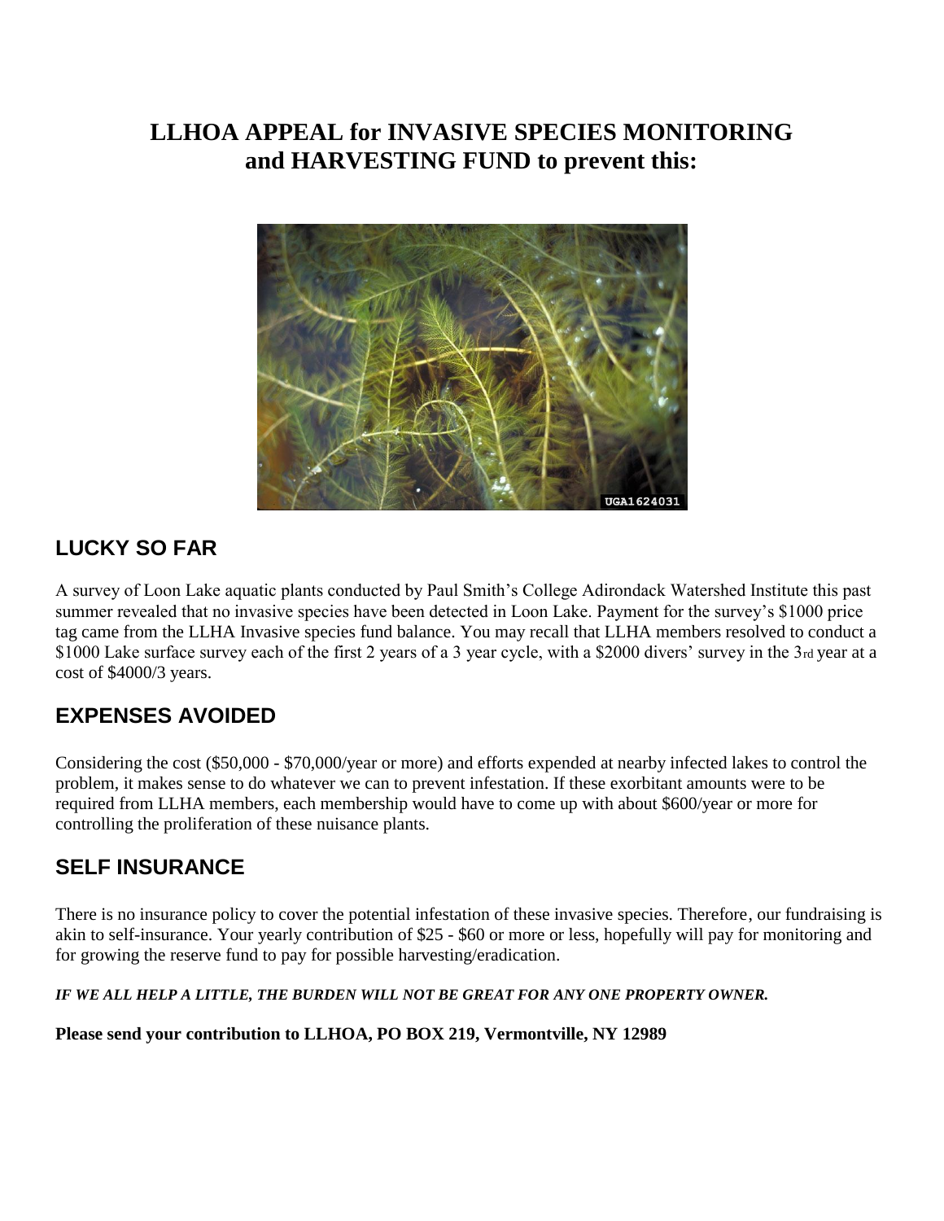# LLHOA APPEAL for INVASIVE SPECIES MONITORING and HARVESTING FUND to prevent this:

## LUCKY SO FAR

A survey of Loon Lake aquatic plants conducted by Paul Smith's College Adirondack Watershed Institute this past summer revealed that no invasive species have been detected in Loon Lake. Payment for the survey's $1000 price tag came from the LLHA Invasive species fund balance. You may recall that LLHA members resolved to conduct a $1000 Lake surface survey each of the first 2 years of a 3 year cycle, with a $2000 divers' survey in the 3rd year at a cost of $4000/3 years.

## EXPENSES AVOIDED

Considering the cost ($50,000 - $70,000/year or more) and efforts expended at nearby infected lakes to control the problem, it makes sense to do whatever we can to prevent infestation. If these exorbitant amounts were to be required from LLHA members, each membership would have to come up with about $600/year or more for controlling the proliferation of these nuisance plants.

## SELF INSURANCE

There is no insurance policy to cover the potential infestation of these invasive species. Therefore, our fundraising is akin to self-insurance. Your yearly contribution of $25 - $60 or more or less, hopefully will pay for monitoring and for growing the reserve fund to pay for possible harvesting/eradication.

***IF WE ALL HELP A LITTLE, THE BURDEN WILL NOT BE GREAT FOR ANY ONE PROPERTY OWNER.***

**Please send your contribution to LLHOA, PO BOX 219, Vermontville, NY 12989**